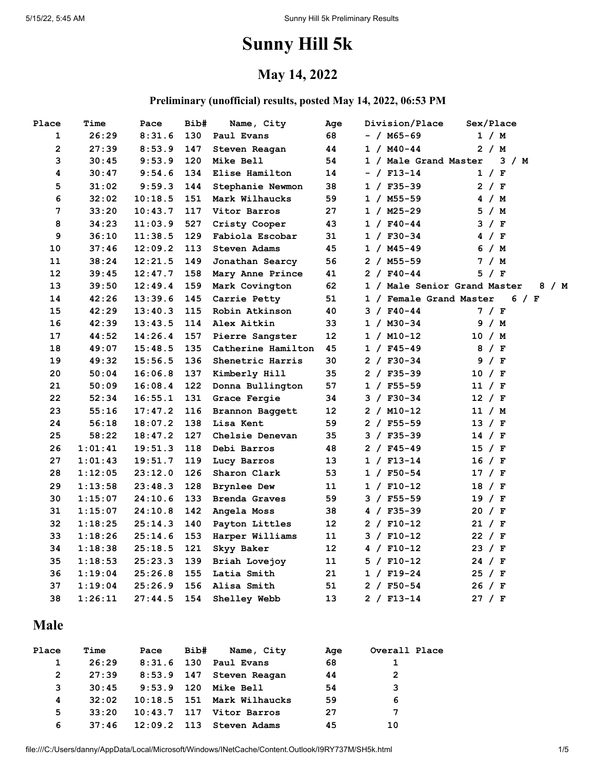# Sunny Hill 5k

## May 14, 2022

### Preliminary (unofficial) results, posted May 14, 2022, 06:53 PM

| Place | Time | Pace | Bib# | Name, City | Age | Division/Place | Sex/Place |
|---|---|---|---|---|---|---|---|
| 1 | 26:29 | 8:31.6 | 130 | Paul Evans | 68 | - / M65-69 | 1 / M |
| 2 | 27:39 | 8:53.9 | 147 | Steven Reagan | 44 | 1 / M40-44 | 2 / M |
| 3 | 30:45 | 9:53.9 | 120 | Mike Bell | 54 | 1 / Male Grand Master | 3 / M |
| 4 | 30:47 | 9:54.6 | 134 | Elise Hamilton | 14 | - / F13-14 | 1 / F |
| 5 | 31:02 | 9:59.3 | 144 | Stephanie Newmon | 38 | 1 / F35-39 | 2 / F |
| 6 | 32:02 | 10:18.5 | 151 | Mark Wilhaucks | 59 | 1 / M55-59 | 4 / M |
| 7 | 33:20 | 10:43.7 | 117 | Vitor Barros | 27 | 1 / M25-29 | 5 / M |
| 8 | 34:23 | 11:03.9 | 527 | Cristy Cooper | 43 | 1 / F40-44 | 3 / F |
| 9 | 36:10 | 11:38.5 | 129 | Fabiola Escobar | 31 | 1 / F30-34 | 4 / F |
| 10 | 37:46 | 12:09.2 | 113 | Steven Adams | 45 | 1 / M45-49 | 6 / M |
| 11 | 38:24 | 12:21.5 | 149 | Jonathan Searcy | 56 | 2 / M55-59 | 7 / M |
| 12 | 39:45 | 12:47.7 | 158 | Mary Anne Prince | 41 | 2 / F40-44 | 5 / F |
| 13 | 39:50 | 12:49.4 | 159 | Mark Covington | 62 | 1 / Male Senior Grand Master | 8 / M |
| 14 | 42:26 | 13:39.6 | 145 | Carrie Petty | 51 | 1 / Female Grand Master | 6 / F |
| 15 | 42:29 | 13:40.3 | 115 | Robin Atkinson | 40 | 3 / F40-44 | 7 / F |
| 16 | 42:39 | 13:43.5 | 114 | Alex Aitkin | 33 | 1 / M30-34 | 9 / M |
| 17 | 44:52 | 14:26.4 | 157 | Pierre Sangster | 12 | 1 / M10-12 | 10 / M |
| 18 | 49:07 | 15:48.5 | 135 | Catherine Hamilton | 45 | 1 / F45-49 | 8 / F |
| 19 | 49:32 | 15:56.5 | 136 | Shenetric Harris | 30 | 2 / F30-34 | 9 / F |
| 20 | 50:04 | 16:06.8 | 137 | Kimberly Hill | 35 | 2 / F35-39 | 10 / F |
| 21 | 50:09 | 16:08.4 | 122 | Donna Bullington | 57 | 1 / F55-59 | 11 / F |
| 22 | 52:34 | 16:55.1 | 131 | Grace Fergie | 34 | 3 / F30-34 | 12 / F |
| 23 | 55:16 | 17:47.2 | 116 | Brannon Baggett | 12 | 2 / M10-12 | 11 / M |
| 24 | 56:18 | 18:07.2 | 138 | Lisa Kent | 59 | 2 / F55-59 | 13 / F |
| 25 | 58:22 | 18:47.2 | 127 | Chelsie Denevan | 35 | 3 / F35-39 | 14 / F |
| 26 | 1:01:41 | 19:51.3 | 118 | Debi Barros | 48 | 2 / F45-49 | 15 / F |
| 27 | 1:01:43 | 19:51.7 | 119 | Lucy Barros | 13 | 1 / F13-14 | 16 / F |
| 28 | 1:12:05 | 23:12.0 | 126 | Sharon Clark | 53 | 1 / F50-54 | 17 / F |
| 29 | 1:13:58 | 23:48.3 | 128 | Brynlee Dew | 11 | 1 / F10-12 | 18 / F |
| 30 | 1:15:07 | 24:10.6 | 133 | Brenda Graves | 59 | 3 / F55-59 | 19 / F |
| 31 | 1:15:07 | 24:10.8 | 142 | Angela Moss | 38 | 4 / F35-39 | 20 / F |
| 32 | 1:18:25 | 25:14.3 | 140 | Payton Littles | 12 | 2 / F10-12 | 21 / F |
| 33 | 1:18:26 | 25:14.6 | 153 | Harper Williams | 11 | 3 / F10-12 | 22 / F |
| 34 | 1:18:38 | 25:18.5 | 121 | Skyy Baker | 12 | 4 / F10-12 | 23 / F |
| 35 | 1:18:53 | 25:23.3 | 139 | Briah Lovejoy | 11 | 5 / F10-12 | 24 / F |
| 36 | 1:19:04 | 25:26.8 | 155 | Latia Smith | 21 | 1 / F19-24 | 25 / F |
| 37 | 1:19:04 | 25:26.9 | 156 | Alisa Smith | 51 | 2 / F50-54 | 26 / F |
| 38 | 1:26:11 | 27:44.5 | 154 | Shelley Webb | 13 | 2 / F13-14 | 27 / F |

## Male

| Place | Time | Pace | Bib# | Name, City | Age | Overall Place |
|---|---|---|---|---|---|---|
| 1 | 26:29 | 8:31.6 | 130 | Paul Evans | 68 | 1 |
| 2 | 27:39 | 8:53.9 | 147 | Steven Reagan | 44 | 2 |
| 3 | 30:45 | 9:53.9 | 120 | Mike Bell | 54 | 3 |
| 4 | 32:02 | 10:18.5 | 151 | Mark Wilhaucks | 59 | 6 |
| 5 | 33:20 | 10:43.7 | 117 | Vitor Barros | 27 | 7 |
| 6 | 37:46 | 12:09.2 | 113 | Steven Adams | 45 | 10 |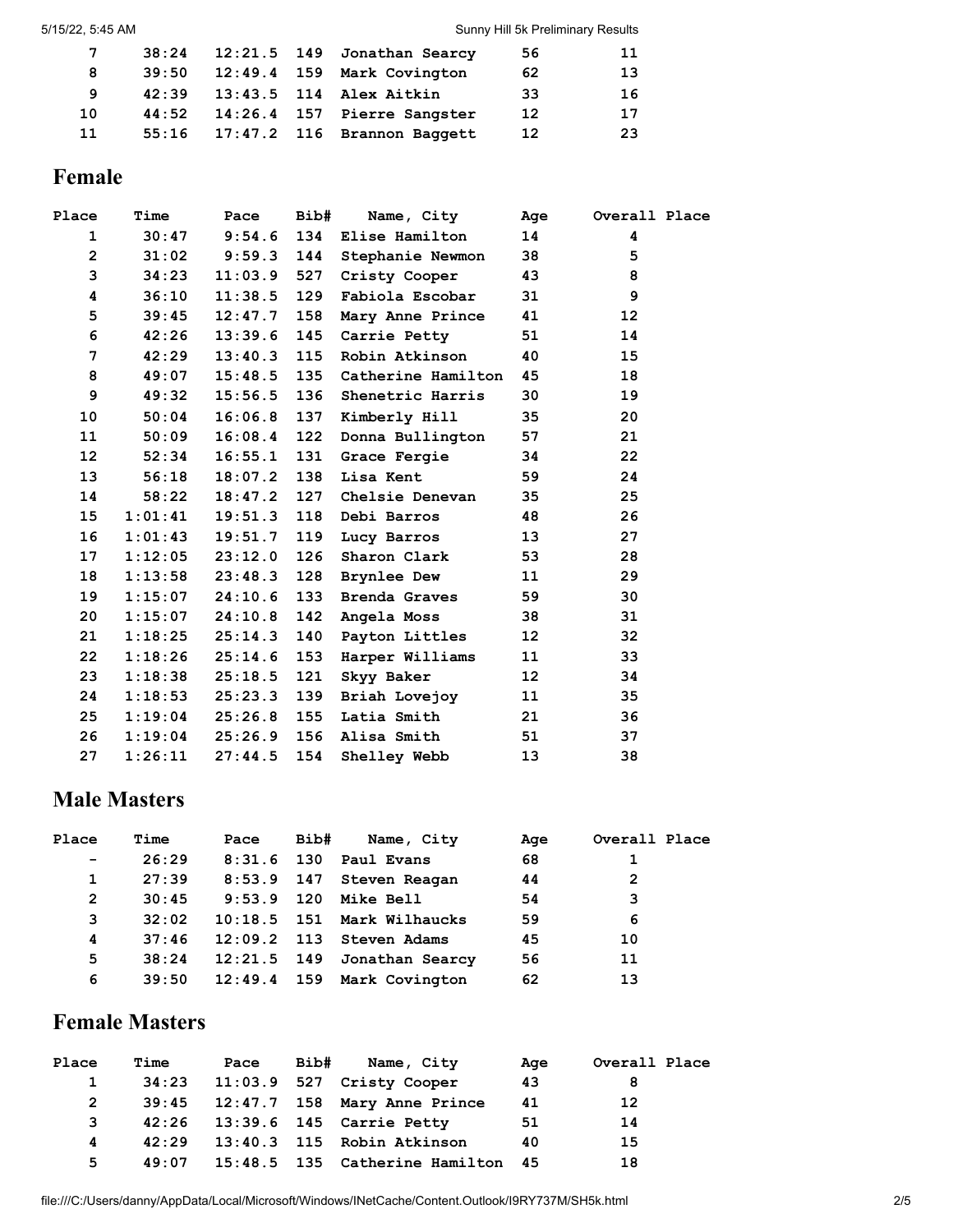| Place | Time | Pace | Bib# | Name, City | Age | Overall Place |
|---|---|---|---|---|---|---|
| 7 | 38:24 | 12:21.5 | 149 | Jonathan Searcy | 56 | 11 |
| 8 | 39:50 | 12:49.4 | 159 | Mark Covington | 62 | 13 |
| 9 | 42:39 | 13:43.5 | 114 | Alex Aitkin | 33 | 16 |
| 10 | 44:52 | 14:26.4 | 157 | Pierre Sangster | 12 | 17 |
| 11 | 55:16 | 17:47.2 | 116 | Brannon Baggett | 12 | 23 |

## Female

| Place | Time | Pace | Bib# | Name, City | Age | Overall Place |
|---|---|---|---|---|---|---|
| 1 | 30:47 | 9:54.6 | 134 | Elise Hamilton | 14 | 4 |
| 2 | 31:02 | 9:59.3 | 144 | Stephanie Newmon | 38 | 5 |
| 3 | 34:23 | 11:03.9 | 527 | Cristy Cooper | 43 | 8 |
| 4 | 36:10 | 11:38.5 | 129 | Fabiola Escobar | 31 | 9 |
| 5 | 39:45 | 12:47.7 | 158 | Mary Anne Prince | 41 | 12 |
| 6 | 42:26 | 13:39.6 | 145 | Carrie Petty | 51 | 14 |
| 7 | 42:29 | 13:40.3 | 115 | Robin Atkinson | 40 | 15 |
| 8 | 49:07 | 15:48.5 | 135 | Catherine Hamilton | 45 | 18 |
| 9 | 49:32 | 15:56.5 | 136 | Shenetric Harris | 30 | 19 |
| 10 | 50:04 | 16:06.8 | 137 | Kimberly Hill | 35 | 20 |
| 11 | 50:09 | 16:08.4 | 122 | Donna Bullington | 57 | 21 |
| 12 | 52:34 | 16:55.1 | 131 | Grace Fergie | 34 | 22 |
| 13 | 56:18 | 18:07.2 | 138 | Lisa Kent | 59 | 24 |
| 14 | 58:22 | 18:47.2 | 127 | Chelsie Denevan | 35 | 25 |
| 15 | 1:01:41 | 19:51.3 | 118 | Debi Barros | 48 | 26 |
| 16 | 1:01:43 | 19:51.7 | 119 | Lucy Barros | 13 | 27 |
| 17 | 1:12:05 | 23:12.0 | 126 | Sharon Clark | 53 | 28 |
| 18 | 1:13:58 | 23:48.3 | 128 | Brynlee Dew | 11 | 29 |
| 19 | 1:15:07 | 24:10.6 | 133 | Brenda Graves | 59 | 30 |
| 20 | 1:15:07 | 24:10.8 | 142 | Angela Moss | 38 | 31 |
| 21 | 1:18:25 | 25:14.3 | 140 | Payton Littles | 12 | 32 |
| 22 | 1:18:26 | 25:14.6 | 153 | Harper Williams | 11 | 33 |
| 23 | 1:18:38 | 25:18.5 | 121 | Skyy Baker | 12 | 34 |
| 24 | 1:18:53 | 25:23.3 | 139 | Briah Lovejoy | 11 | 35 |
| 25 | 1:19:04 | 25:26.8 | 155 | Latia Smith | 21 | 36 |
| 26 | 1:19:04 | 25:26.9 | 156 | Alisa Smith | 51 | 37 |
| 27 | 1:26:11 | 27:44.5 | 154 | Shelley Webb | 13 | 38 |

## Male Masters

| Place | Time | Pace | Bib# | Name, City | Age | Overall Place |
|---|---|---|---|---|---|---|
| - | 26:29 | 8:31.6 | 130 | Paul Evans | 68 | 1 |
| 1 | 27:39 | 8:53.9 | 147 | Steven Reagan | 44 | 2 |
| 2 | 30:45 | 9:53.9 | 120 | Mike Bell | 54 | 3 |
| 3 | 32:02 | 10:18.5 | 151 | Mark Wilhaucks | 59 | 6 |
| 4 | 37:46 | 12:09.2 | 113 | Steven Adams | 45 | 10 |
| 5 | 38:24 | 12:21.5 | 149 | Jonathan Searcy | 56 | 11 |
| 6 | 39:50 | 12:49.4 | 159 | Mark Covington | 62 | 13 |

## Female Masters

| Place | Time | Pace | Bib# | Name, City | Age | Overall Place |
|---|---|---|---|---|---|---|
| 1 | 34:23 | 11:03.9 | 527 | Cristy Cooper | 43 | 8 |
| 2 | 39:45 | 12:47.7 | 158 | Mary Anne Prince | 41 | 12 |
| 3 | 42:26 | 13:39.6 | 145 | Carrie Petty | 51 | 14 |
| 4 | 42:29 | 13:40.3 | 115 | Robin Atkinson | 40 | 15 |
| 5 | 49:07 | 15:48.5 | 135 | Catherine Hamilton | 45 | 18 |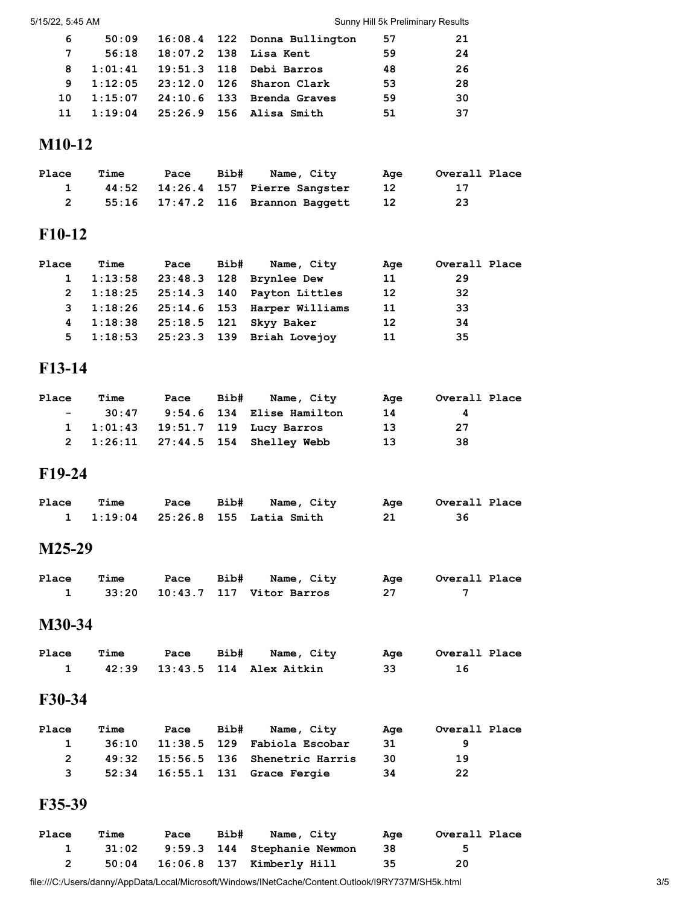| Place | Time | Pace | Bib# | Name, City | Age | Overall Place |
|---|---|---|---|---|---|---|
| 6 | 50:09 | 16:08.4 | 122 | Donna Bullington | 57 | 21 |
| 7 | 56:18 | 18:07.2 | 138 | Lisa Kent | 59 | 24 |
| 8 | 1:01:41 | 19:51.3 | 118 | Debi Barros | 48 | 26 |
| 9 | 1:12:05 | 23:12.0 | 126 | Sharon Clark | 53 | 28 |
| 10 | 1:15:07 | 24:10.6 | 133 | Brenda Graves | 59 | 30 |
| 11 | 1:19:04 | 25:26.9 | 156 | Alisa Smith | 51 | 37 |

## M10-12

| Place | Time | Pace | Bib# | Name, City | Age | Overall Place |
|---|---|---|---|---|---|---|
| 1 | 44:52 | 14:26.4 | 157 | Pierre Sangster | 12 | 17 |
| 2 | 55:16 | 17:47.2 | 116 | Brannon Baggett | 12 | 23 |

## F10-12

| Place | Time | Pace | Bib# | Name, City | Age | Overall Place |
|---|---|---|---|---|---|---|
| 1 | 1:13:58 | 23:48.3 | 128 | Brynlee Dew | 11 | 29 |
| 2 | 1:18:25 | 25:14.3 | 140 | Payton Littles | 12 | 32 |
| 3 | 1:18:26 | 25:14.6 | 153 | Harper Williams | 11 | 33 |
| 4 | 1:18:38 | 25:18.5 | 121 | Skyy Baker | 12 | 34 |
| 5 | 1:18:53 | 25:23.3 | 139 | Briah Lovejoy | 11 | 35 |

## F13-14

| Place | Time | Pace | Bib# | Name, City | Age | Overall Place |
|---|---|---|---|---|---|---|
| - | 30:47 | 9:54.6 | 134 | Elise Hamilton | 14 | 4 |
| 1 | 1:01:43 | 19:51.7 | 119 | Lucy Barros | 13 | 27 |
| 2 | 1:26:11 | 27:44.5 | 154 | Shelley Webb | 13 | 38 |

## F19-24

| Place | Time | Pace | Bib# | Name, City | Age | Overall Place |
|---|---|---|---|---|---|---|
| 1 | 1:19:04 | 25:26.8 | 155 | Latia Smith | 21 | 36 |

## M25-29

| Place | Time | Pace | Bib# | Name, City | Age | Overall Place |
|---|---|---|---|---|---|---|
| 1 | 33:20 | 10:43.7 | 117 | Vitor Barros | 27 | 7 |

## M30-34

| Place | Time | Pace | Bib# | Name, City | Age | Overall Place |
|---|---|---|---|---|---|---|
| 1 | 42:39 | 13:43.5 | 114 | Alex Aitkin | 33 | 16 |

## F30-34

| Place | Time | Pace | Bib# | Name, City | Age | Overall Place |
|---|---|---|---|---|---|---|
| 1 | 36:10 | 11:38.5 | 129 | Fabiola Escobar | 31 | 9 |
| 2 | 49:32 | 15:56.5 | 136 | Shenetric Harris | 30 | 19 |
| 3 | 52:34 | 16:55.1 | 131 | Grace Fergie | 34 | 22 |

## F35-39

| Place | Time | Pace | Bib# | Name, City | Age | Overall Place |
|---|---|---|---|---|---|---|
| 1 | 31:02 | 9:59.3 | 144 | Stephanie Newmon | 38 | 5 |
| 2 | 50:04 | 16:06.8 | 137 | Kimberly Hill | 35 | 20 |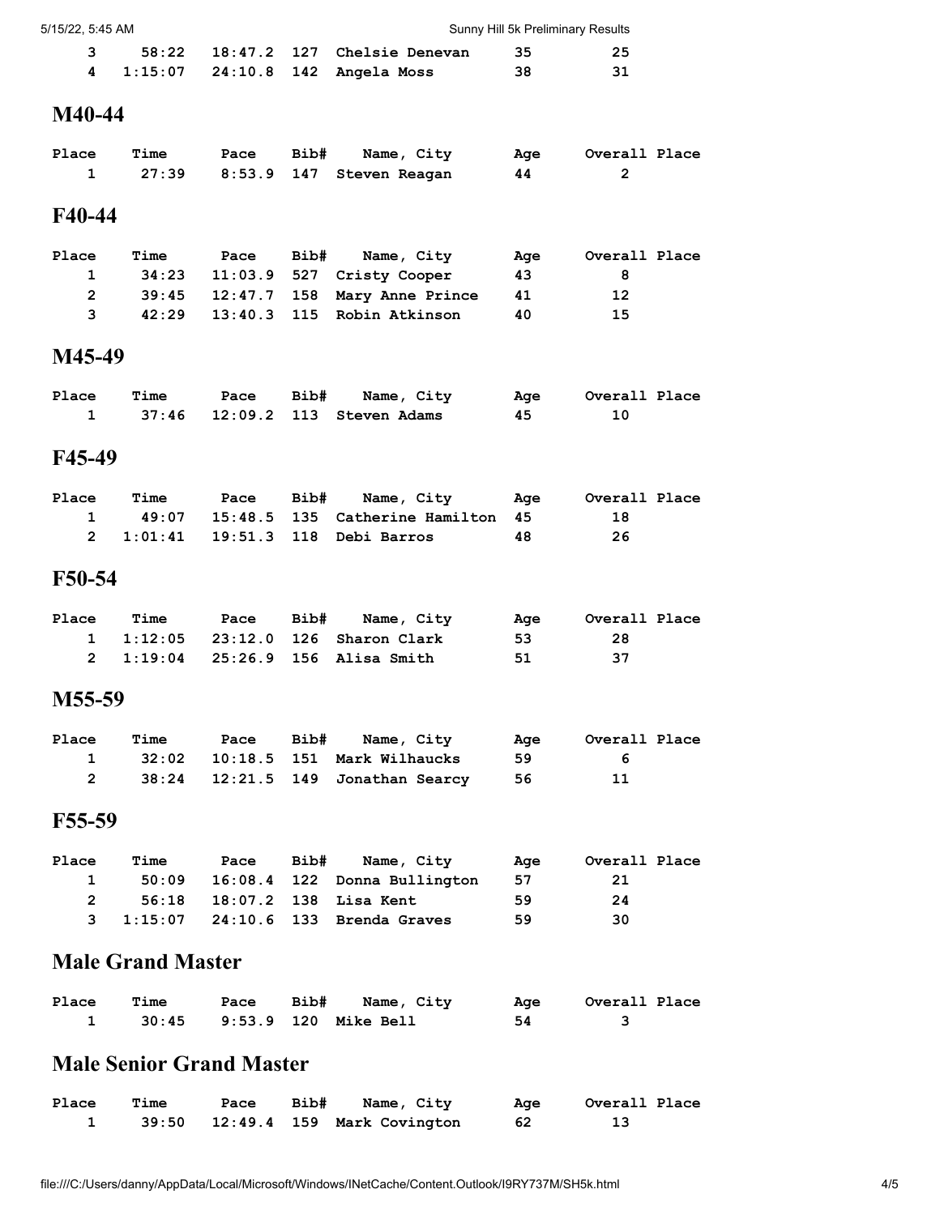| Place | Time | Pace | Bib# | Name, City | Age | Overall Place |
|---|---|---|---|---|---|---|
| 3 | 58:22 | 18:47.2 | 127 | Chelsie Denevan | 35 | 25 |
| 4 | 1:15:07 | 24:10.8 | 142 | Angela Moss | 38 | 31 |

## M40-44

| Place | Time | Pace | Bib# | Name, City | Age | Overall Place |
|---|---|---|---|---|---|---|
| 1 | 27:39 | 8:53.9 | 147 | Steven Reagan | 44 | 2 |

## F40-44

| Place | Time | Pace | Bib# | Name, City | Age | Overall Place |
|---|---|---|---|---|---|---|
| 1 | 34:23 | 11:03.9 | 527 | Cristy Cooper | 43 | 8 |
| 2 | 39:45 | 12:47.7 | 158 | Mary Anne Prince | 41 | 12 |
| 3 | 42:29 | 13:40.3 | 115 | Robin Atkinson | 40 | 15 |

## M45-49

| Place | Time | Pace | Bib# | Name, City | Age | Overall Place |
|---|---|---|---|---|---|---|
| 1 | 37:46 | 12:09.2 | 113 | Steven Adams | 45 | 10 |

## F45-49

| Place | Time | Pace | Bib# | Name, City | Age | Overall Place |
|---|---|---|---|---|---|---|
| 1 | 49:07 | 15:48.5 | 135 | Catherine Hamilton | 45 | 18 |
| 2 | 1:01:41 | 19:51.3 | 118 | Debi Barros | 48 | 26 |

## F50-54

| Place | Time | Pace | Bib# | Name, City | Age | Overall Place |
|---|---|---|---|---|---|---|
| 1 | 1:12:05 | 23:12.0 | 126 | Sharon Clark | 53 | 28 |
| 2 | 1:19:04 | 25:26.9 | 156 | Alisa Smith | 51 | 37 |

## M55-59

| Place | Time | Pace | Bib# | Name, City | Age | Overall Place |
|---|---|---|---|---|---|---|
| 1 | 32:02 | 10:18.5 | 151 | Mark Wilhaucks | 59 | 6 |
| 2 | 38:24 | 12:21.5 | 149 | Jonathan Searcy | 56 | 11 |

## F55-59

| Place | Time | Pace | Bib# | Name, City | Age | Overall Place |
|---|---|---|---|---|---|---|
| 1 | 50:09 | 16:08.4 | 122 | Donna Bullington | 57 | 21 |
| 2 | 56:18 | 18:07.2 | 138 | Lisa Kent | 59 | 24 |
| 3 | 1:15:07 | 24:10.6 | 133 | Brenda Graves | 59 | 30 |

## Male Grand Master

| Place | Time | Pace | Bib# | Name, City | Age | Overall Place |
|---|---|---|---|---|---|---|
| 1 | 30:45 | 9:53.9 | 120 | Mike Bell | 54 | 3 |

## Male Senior Grand Master

| Place | Time | Pace | Bib# | Name, City | Age | Overall Place |
|---|---|---|---|---|---|---|
| 1 | 39:50 | 12:49.4 | 159 | Mark Covington | 62 | 13 |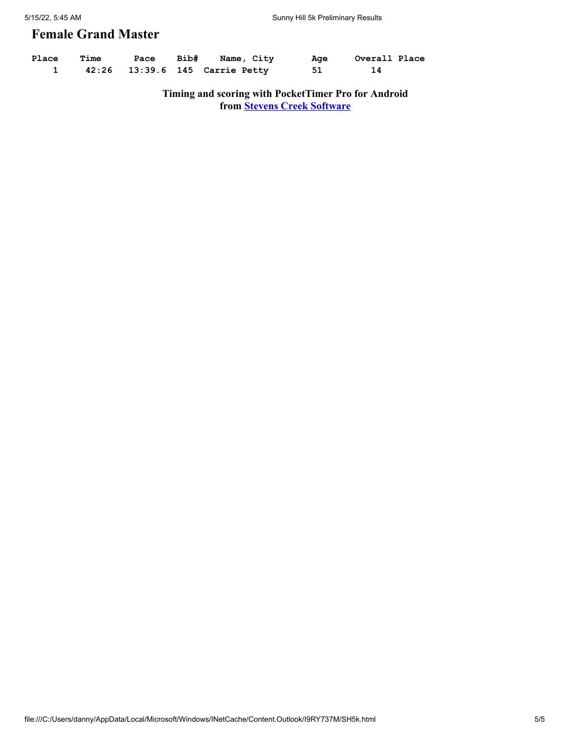## Female Grand Master

| Place | Time | Pace | Bib# | Name, City | Age | Overall Place |
|---|---|---|---|---|---|---|
| 1 | 42:26 | 13:39.6 | 145 | Carrie Petty | 51 | 14 |

**Timing and scoring with PocketTimer Pro for Android**
**from Stevens Creek Software**